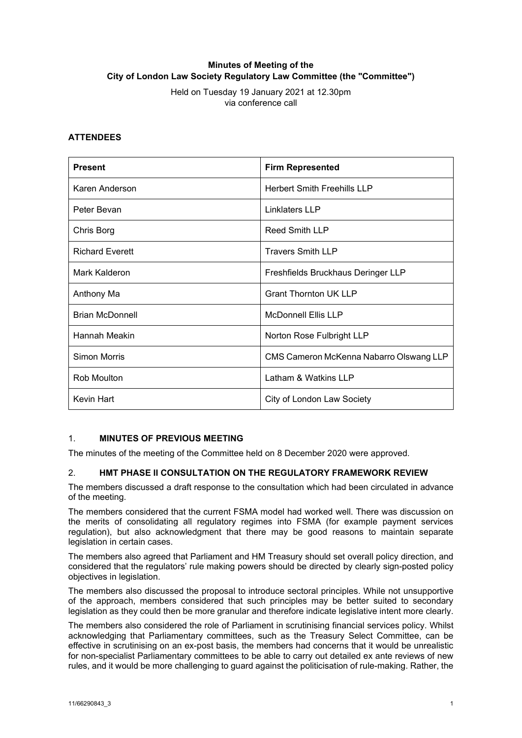**Minutes of Meeting of the**
**City of London Law Society Regulatory Law Committee (the "Committee")**

Held on Tuesday 19 January 2021 at 12.30pm
via conference call

## ATTENDEES

| Present | Firm Represented |
|---|---|
| Karen Anderson | Herbert Smith Freehills LLP |
| Peter Bevan | Linklaters LLP |
| Chris Borg | Reed Smith LLP |
| Richard Everett | Travers Smith LLP |
| Mark Kalderon | Freshfields Bruckhaus Deringer LLP |
| Anthony Ma | Grant Thornton UK LLP |
| Brian McDonnell | McDonnell Ellis LLP |
| Hannah Meakin | Norton Rose Fulbright LLP |
| Simon Morris | CMS Cameron McKenna Nabarro Olswang LLP |
| Rob Moulton | Latham & Watkins LLP |
| Kevin Hart | City of London Law Society |

## 1. MINUTES OF PREVIOUS MEETING

The minutes of the meeting of the Committee held on 8 December 2020 were approved.

## 2. HMT PHASE II CONSULTATION ON THE REGULATORY FRAMEWORK REVIEW

The members discussed a draft response to the consultation which had been circulated in advance of the meeting.

The members considered that the current FSMA model had worked well. There was discussion on the merits of consolidating all regulatory regimes into FSMA (for example payment services regulation), but also acknowledgment that there may be good reasons to maintain separate legislation in certain cases.

The members also agreed that Parliament and HM Treasury should set overall policy direction, and considered that the regulators' rule making powers should be directed by clearly sign-posted policy objectives in legislation.

The members also discussed the proposal to introduce sectoral principles. While not unsupportive of the approach, members considered that such principles may be better suited to secondary legislation as they could then be more granular and therefore indicate legislative intent more clearly.

The members also considered the role of Parliament in scrutinising financial services policy. Whilst acknowledging that Parliamentary committees, such as the Treasury Select Committee, can be effective in scrutinising on an ex-post basis, the members had concerns that it would be unrealistic for non-specialist Parliamentary committees to be able to carry out detailed ex ante reviews of new rules, and it would be more challenging to guard against the politicisation of rule-making. Rather, the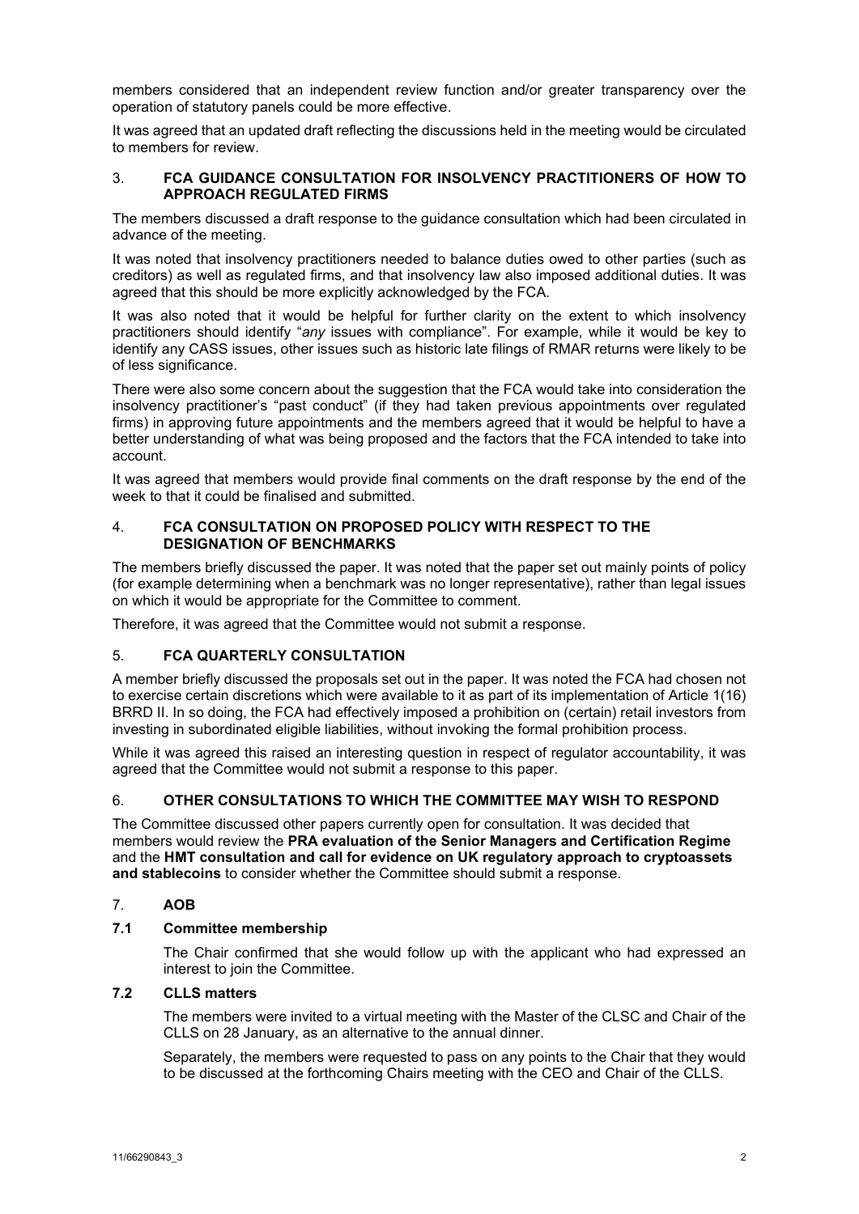members considered that an independent review function and/or greater transparency over the operation of statutory panels could be more effective.

It was agreed that an updated draft reflecting the discussions held in the meeting would be circulated to members for review.

## 3. FCA GUIDANCE CONSULTATION FOR INSOLVENCY PRACTITIONERS OF HOW TO APPROACH REGULATED FIRMS

The members discussed a draft response to the guidance consultation which had been circulated in advance of the meeting.

It was noted that insolvency practitioners needed to balance duties owed to other parties (such as creditors) as well as regulated firms, and that insolvency law also imposed additional duties. It was agreed that this should be more explicitly acknowledged by the FCA.

It was also noted that it would be helpful for further clarity on the extent to which insolvency practitioners should identify "*any* issues with compliance". For example, while it would be key to identify any CASS issues, other issues such as historic late filings of RMAR returns were likely to be of less significance.

There were also some concern about the suggestion that the FCA would take into consideration the insolvency practitioner's "past conduct" (if they had taken previous appointments over regulated firms) in approving future appointments and the members agreed that it would be helpful to have a better understanding of what was being proposed and the factors that the FCA intended to take into account.

It was agreed that members would provide final comments on the draft response by the end of the week to that it could be finalised and submitted.

## 4. FCA CONSULTATION ON PROPOSED POLICY WITH RESPECT TO THE DESIGNATION OF BENCHMARKS

The members briefly discussed the paper. It was noted that the paper set out mainly points of policy (for example determining when a benchmark was no longer representative), rather than legal issues on which it would be appropriate for the Committee to comment.

Therefore, it was agreed that the Committee would not submit a response.

## 5. FCA QUARTERLY CONSULTATION

A member briefly discussed the proposals set out in the paper. It was noted the FCA had chosen not to exercise certain discretions which were available to it as part of its implementation of Article 1(16) BRRD II. In so doing, the FCA had effectively imposed a prohibition on (certain) retail investors from investing in subordinated eligible liabilities, without invoking the formal prohibition process.

While it was agreed this raised an interesting question in respect of regulator accountability, it was agreed that the Committee would not submit a response to this paper.

## 6. OTHER CONSULTATIONS TO WHICH THE COMMITTEE MAY WISH TO RESPOND

The Committee discussed other papers currently open for consultation. It was decided that members would review the **PRA evaluation of the Senior Managers and Certification Regime** and the **HMT consultation and call for evidence on UK regulatory approach to cryptoassets and stablecoins** to consider whether the Committee should submit a response.

## 7. AOB

### 7.1 Committee membership

The Chair confirmed that she would follow up with the applicant who had expressed an interest to join the Committee.

### 7.2 CLLS matters

The members were invited to a virtual meeting with the Master of the CLSC and Chair of the CLLS on 28 January, as an alternative to the annual dinner.

Separately, the members were requested to pass on any points to the Chair that they would to be discussed at the forthcoming Chairs meeting with the CEO and Chair of the CLLS.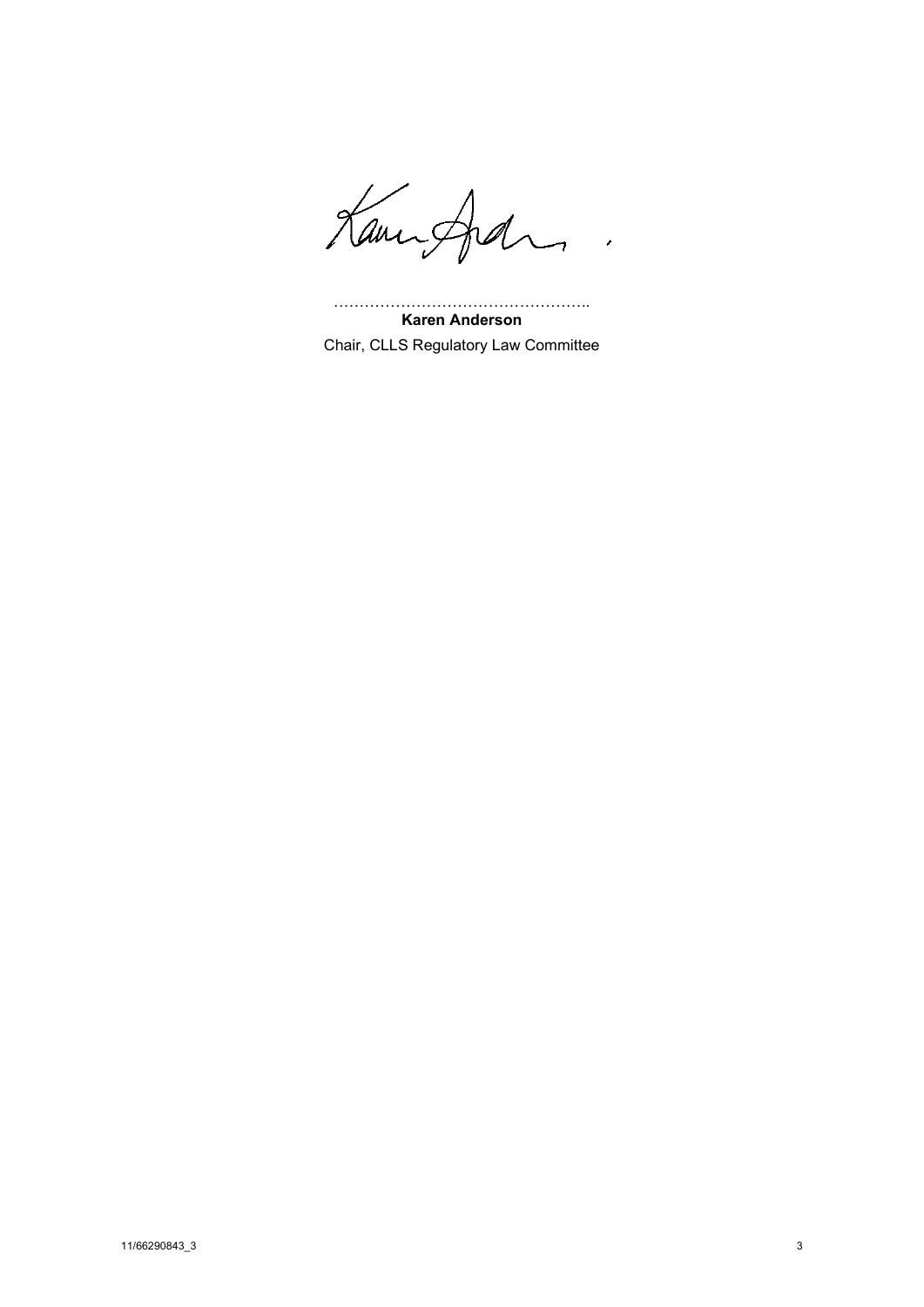…………………………………………..

**Karen Anderson**

Chair, CLLS Regulatory Law Committee

11/66290843_3